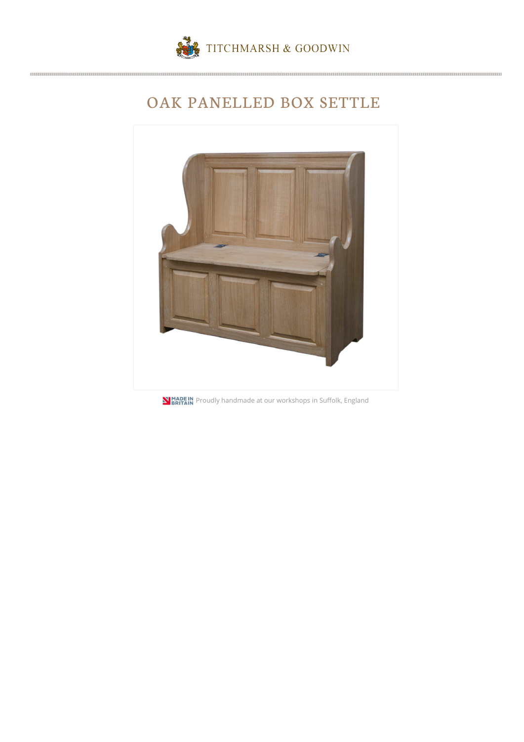TITCHMARSH & GOODWIN

# OAK PANELLED BOX SETTLE

MADE IN BRITAIN Proudly handmade at our workshops in Suffolk, England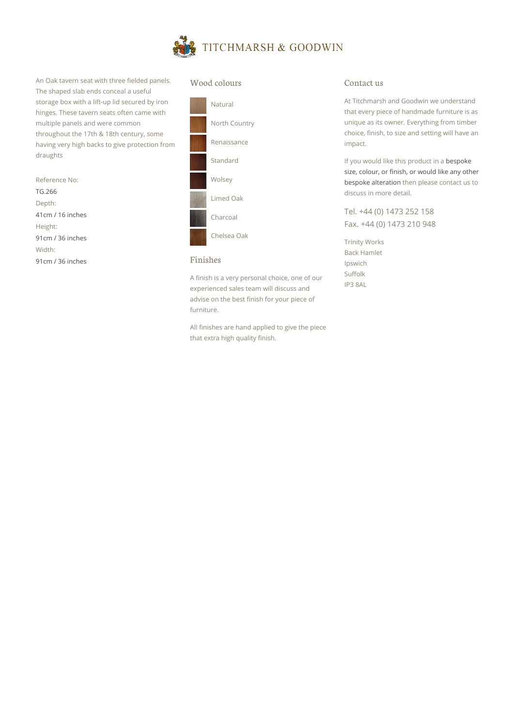# TITCHMARSH & GOODWIN

An Oak tavern seat with three fielded panels. The shaped slab ends conceal a useful storage box with a lift-up lid secured by iron hinges. These tavern seats often came with multiple panels and were common throughout the 17th & 18th century, some having very high backs to give protection from draughts

Reference No:
TG.266
Depth:
41cm / 16 inches
Height:
91cm / 36 inches
Width:
91cm / 36 inches

## Wood colours

- Natural
- North Country
- Renaissance
- Standard
- Wolsey
- Limed Oak
- Charcoal
- Chelsea Oak

## Finishes

A finish is a very personal choice, one of our experienced sales team will discuss and advise on the best finish for your piece of furniture.

All finishes are hand applied to give the piece that extra high quality finish.

## Contact us

At Titchmarsh and Goodwin we understand that every piece of handmade furniture is as unique as its owner. Everything from timber choice, finish, to size and setting will have an impact.

If you would like this product in a bespoke size, colour, or finish, or would like any other bespoke alteration then please contact us to discuss in more detail.

Tel. +44 (0) 1473 252 158
Fax. +44 (0) 1473 210 948

Trinity Works
Back Hamlet
Ipswich
Suffolk
IP3 8AL